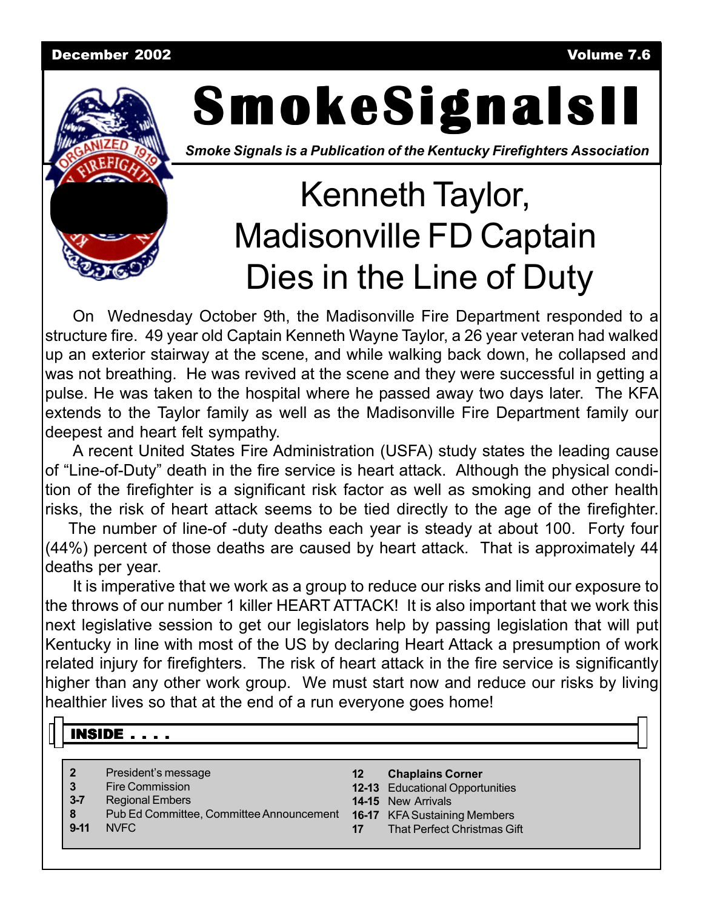December 2002 Volume 7.6

# SmokeSignalsII

***Smoke Signals is a Publication of the Kentucky Firefighters Association***

## Kenneth Taylor, Madisonville FD Captain Dies in the Line of Duty

On Wednesday October 9th, the Madisonville Fire Department responded to a structure fire. 49 year old Captain Kenneth Wayne Taylor, a 26 year veteran had walked up an exterior stairway at the scene, and while walking back down, he collapsed and was not breathing. He was revived at the scene and they were successful in getting a pulse. He was taken to the hospital where he passed away two days later. The KFA extends to the Taylor family as well as the Madisonville Fire Department family our deepest and heart felt sympathy.

A recent United States Fire Administration (USFA) study states the leading cause of "Line-of-Duty" death in the fire service is heart attack. Although the physical condition of the firefighter is a significant risk factor as well as smoking and other health risks, the risk of heart attack seems to be tied directly to the age of the firefighter. The number of line-of -duty deaths each year is steady at about 100. Forty four (44%) percent of those deaths are caused by heart attack. That is approximately 44 deaths per year.

It is imperative that we work as a group to reduce our risks and limit our exposure to the throws of our number 1 killer HEART ATTACK! It is also important that we work this next legislative session to get our legislators help by passing legislation that will put Kentucky in line with most of the US by declaring Heart Attack a presumption of work related injury for firefighters. The risk of heart attack in the fire service is significantly higher than any other work group. We must start now and reduce our risks by living healthier lives so that at the end of a run everyone goes home!

**INSIDE . . . .**

- **2** President's message
- **3** Fire Commission
- **3-7** Regional Embers
- **8** Pub Ed Committee, Committee Announcement
- **9-11** NVFC
- **12** **Chaplains Corner**
- **12-13** Educational Opportunities
- **14-15** New Arrivals
- **16-17** KFA Sustaining Members
- **17** That Perfect Christmas Gift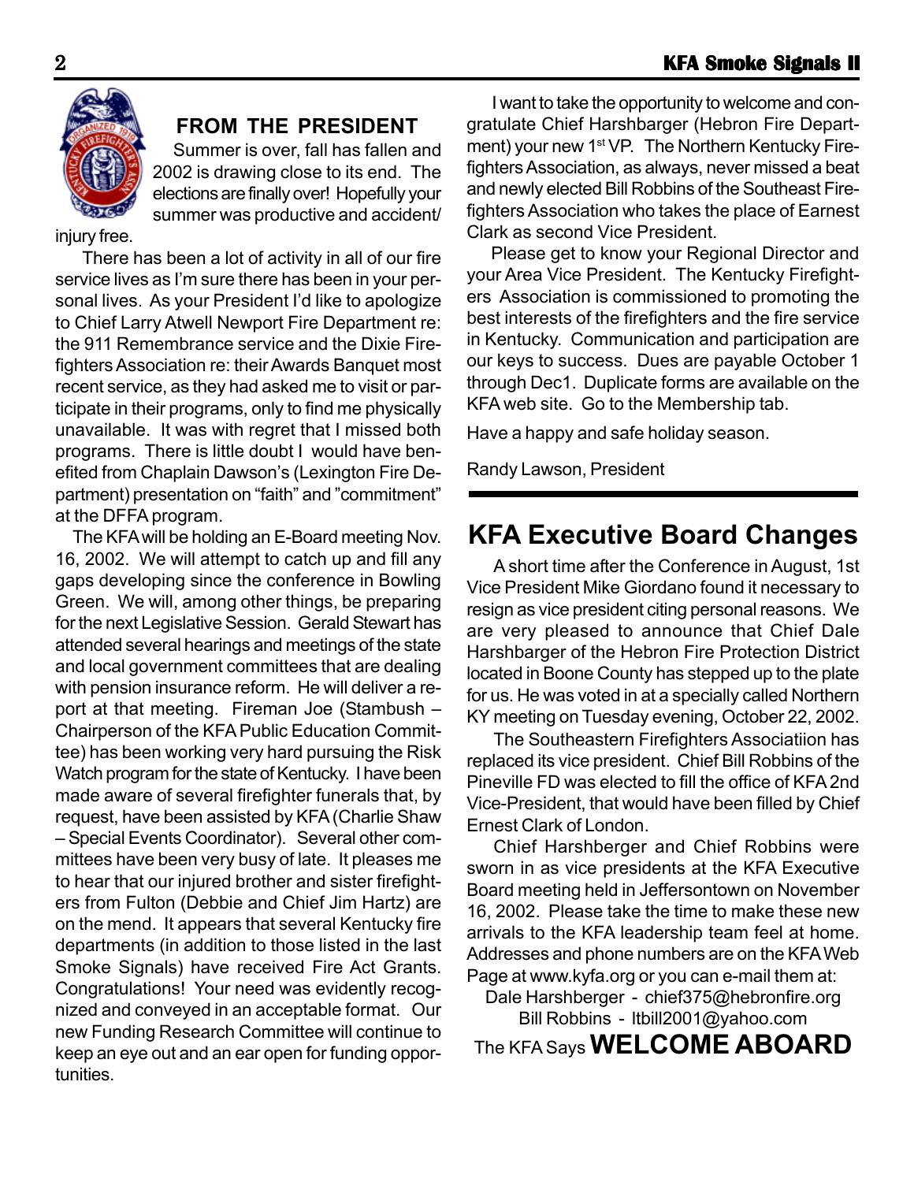## FROM THE PRESIDENT

Summer is over, fall has fallen and 2002 is drawing close to its end. The elections are finally over! Hopefully your summer was productive and accident/injury free.

There has been a lot of activity in all of our fire service lives as I'm sure there has been in your personal lives. As your President I'd like to apologize to Chief Larry Atwell Newport Fire Department re: the 911 Remembrance service and the Dixie Firefighters Association re: their Awards Banquet most recent service, as they had asked me to visit or participate in their programs, only to find me physically unavailable. It was with regret that I missed both programs. There is little doubt I would have benefited from Chaplain Dawson's (Lexington Fire Department) presentation on "faith" and "commitment" at the DFFA program.

The KFA will be holding an E-Board meeting Nov. 16, 2002. We will attempt to catch up and fill any gaps developing since the conference in Bowling Green. We will, among other things, be preparing for the next Legislative Session. Gerald Stewart has attended several hearings and meetings of the state and local government committees that are dealing with pension insurance reform. He will deliver a report at that meeting. Fireman Joe (Stambush – Chairperson of the KFA Public Education Committee) has been working very hard pursuing the Risk Watch program for the state of Kentucky. I have been made aware of several firefighter funerals that, by request, have been assisted by KFA (Charlie Shaw – Special Events Coordinator). Several other committees have been very busy of late. It pleases me to hear that our injured brother and sister firefighters from Fulton (Debbie and Chief Jim Hartz) are on the mend. It appears that several Kentucky fire departments (in addition to those listed in the last Smoke Signals) have received Fire Act Grants. Congratulations! Your need was evidently recognized and conveyed in an acceptable format. Our new Funding Research Committee will continue to keep an eye out and an ear open for funding opportunities.

I want to take the opportunity to welcome and congratulate Chief Harshbarger (Hebron Fire Department) your new 1st VP. The Northern Kentucky Firefighters Association, as always, never missed a beat and newly elected Bill Robbins of the Southeast Firefighters Association who takes the place of Earnest Clark as second Vice President.

Please get to know your Regional Director and your Area Vice President. The Kentucky Firefighters Association is commissioned to promoting the best interests of the firefighters and the fire service in Kentucky. Communication and participation are our keys to success. Dues are payable October 1 through Dec1. Duplicate forms are available on the KFA web site. Go to the Membership tab.

Have a happy and safe holiday season.

Randy Lawson, President

## KFA Executive Board Changes

A short time after the Conference in August, 1st Vice President Mike Giordano found it necessary to resign as vice president citing personal reasons. We are very pleased to announce that Chief Dale Harshbarger of the Hebron Fire Protection District located in Boone County has stepped up to the plate for us. He was voted in at a specially called Northern KY meeting on Tuesday evening, October 22, 2002.

The Southeastern Firefighters Associatiion has replaced its vice president. Chief Bill Robbins of the Pineville FD was elected to fill the office of KFA 2nd Vice-President, that would have been filled by Chief Ernest Clark of London.

Chief Harshberger and Chief Robbins were sworn in as vice presidents at the KFA Executive Board meeting held in Jeffersontown on November 16, 2002. Please take the time to make these new arrivals to the KFA leadership team feel at home. Addresses and phone numbers are on the KFA Web Page at www.kyfa.org or you can e-mail them at:

Dale Harshberger - chief375@hebronfire.org
Bill Robbins - ltbill2001@yahoo.com

The KFA Says **WELCOME ABOARD**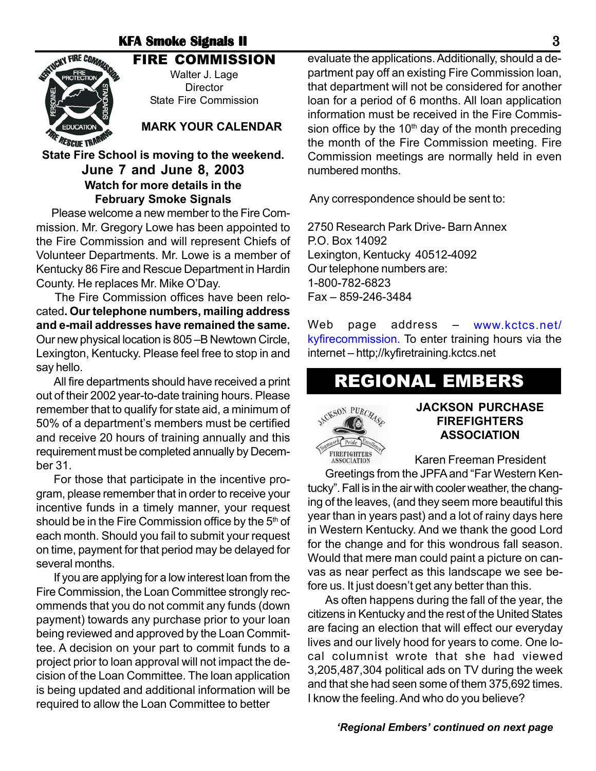# FIRE COMMISSION

Walter J. Lage
Director
State Fire Commission

**MARK YOUR CALENDAR**

**State Fire School is moving to the weekend.**
**June 7 and June 8, 2003**
**Watch for more details in the February Smoke Signals**

Please welcome a new member to the Fire Commission. Mr. Gregory Lowe has been appointed to the Fire Commission and will represent Chiefs of Volunteer Departments. Mr. Lowe is a member of Kentucky 86 Fire and Rescue Department in Hardin County. He replaces Mr. Mike O'Day.

The Fire Commission offices have been relocated**. Our telephone numbers, mailing address and e-mail addresses have remained the same.** Our new physical location is 805 –B Newtown Circle, Lexington, Kentucky. Please feel free to stop in and say hello.

All fire departments should have received a print out of their 2002 year-to-date training hours. Please remember that to qualify for state aid, a minimum of 50% of a department's members must be certified and receive 20 hours of training annually and this requirement must be completed annually by December 31.

For those that participate in the incentive program, please remember that in order to receive your incentive funds in a timely manner, your request should be in the Fire Commission office by the 5th of each month. Should you fail to submit your request on time, payment for that period may be delayed for several months.

If you are applying for a low interest loan from the Fire Commission, the Loan Committee strongly recommends that you do not commit any funds (down payment) towards any purchase prior to your loan being reviewed and approved by the Loan Committee. A decision on your part to commit funds to a project prior to loan approval will not impact the decision of the Loan Committee. The loan application is being updated and additional information will be required to allow the Loan Committee to better evaluate the applications. Additionally, should a department pay off an existing Fire Commission loan, that department will not be considered for another loan for a period of 6 months. All loan application information must be received in the Fire Commission office by the 10th day of the month preceding the month of the Fire Commission meeting. Fire Commission meetings are normally held in even numbered months.

Any correspondence should be sent to:

2750 Research Park Drive- Barn Annex
P.O. Box 14092
Lexington, Kentucky 40512-4092
Our telephone numbers are:
1-800-782-6823
Fax – 859-246-3484

Web page address – www.kctcs.net/kyfirecommission. To enter training hours via the internet – http;//kyfiretraining.kctcs.net

# REGIONAL EMBERS

## JACKSON PURCHASE FIREFIGHTERS ASSOCIATION

Karen Freeman President

Greetings from the JPFA and "Far Western Kentucky". Fall is in the air with cooler weather, the changing of the leaves, (and they seem more beautiful this year than in years past) and a lot of rainy days here in Western Kentucky. And we thank the good Lord for the change and for this wondrous fall season. Would that mere man could paint a picture on canvas as near perfect as this landscape we see before us. It just doesn't get any better than this.

As often happens during the fall of the year, the citizens in Kentucky and the rest of the United States are facing an election that will effect our everyday lives and our lively hood for years to come. One local columnist wrote that she had viewed 3,205,487,304 political ads on TV during the week and that she had seen some of them 375,692 times. I know the feeling. And who do you believe?

***'Regional Embers' continued on next page***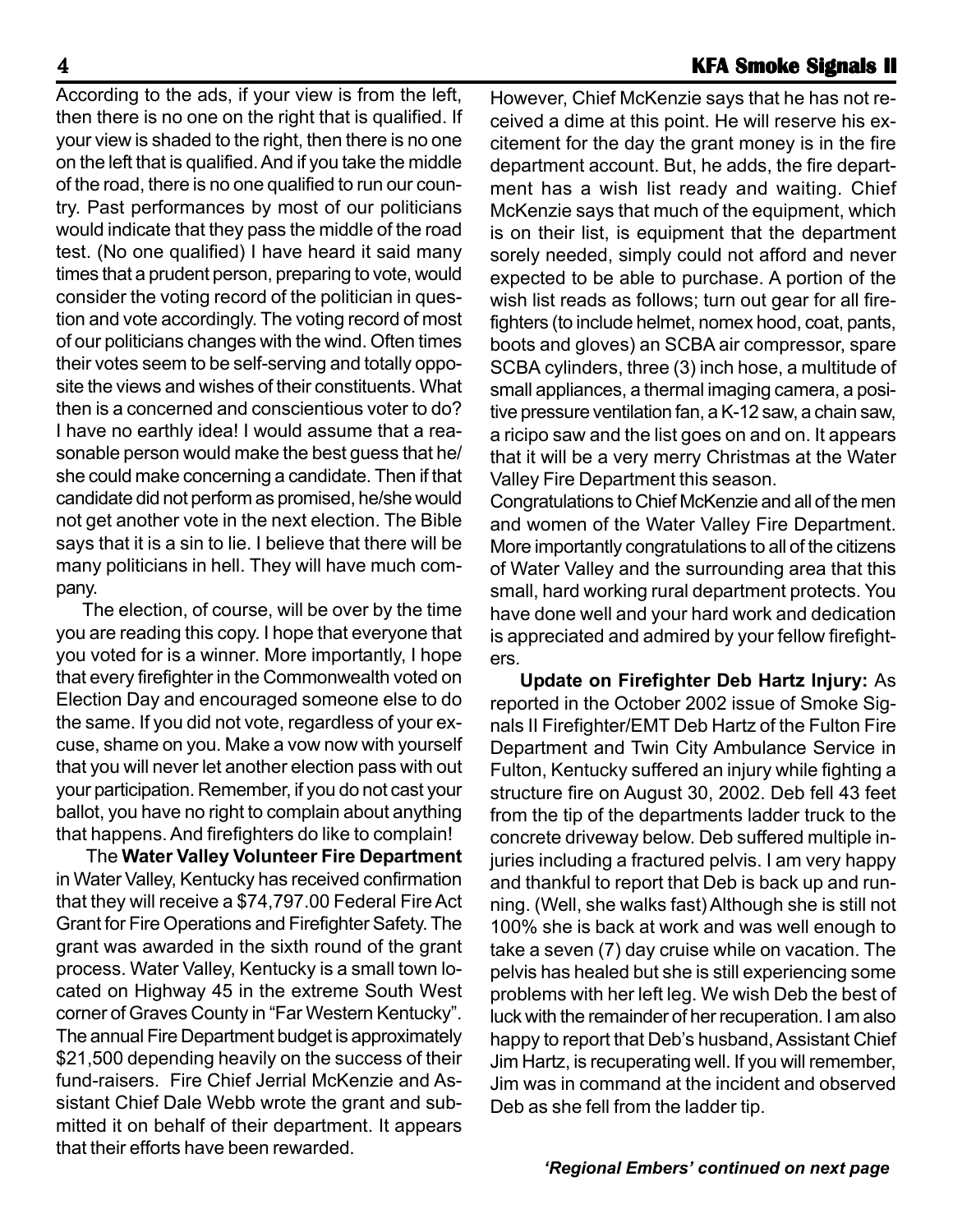According to the ads, if your view is from the left, then there is no one on the right that is qualified. If your view is shaded to the right, then there is no one on the left that is qualified. And if you take the middle of the road, there is no one qualified to run our country. Past performances by most of our politicians would indicate that they pass the middle of the road test. (No one qualified) I have heard it said many times that a prudent person, preparing to vote, would consider the voting record of the politician in question and vote accordingly. The voting record of most of our politicians changes with the wind. Often times their votes seem to be self-serving and totally opposite the views and wishes of their constituents. What then is a concerned and conscientious voter to do? I have no earthly idea! I would assume that a reasonable person would make the best guess that he/she could make concerning a candidate. Then if that candidate did not perform as promised, he/she would not get another vote in the next election. The Bible says that it is a sin to lie. I believe that there will be many politicians in hell. They will have much company.

The election, of course, will be over by the time you are reading this copy. I hope that everyone that you voted for is a winner. More importantly, I hope that every firefighter in the Commonwealth voted on Election Day and encouraged someone else to do the same. If you did not vote, regardless of your excuse, shame on you. Make a vow now with yourself that you will never let another election pass with out your participation. Remember, if you do not cast your ballot, you have no right to complain about anything that happens. And firefighters do like to complain!

The **Water Valley Volunteer Fire Department** in Water Valley, Kentucky has received confirmation that they will receive a $74,797.00 Federal Fire Act Grant for Fire Operations and Firefighter Safety. The grant was awarded in the sixth round of the grant process. Water Valley, Kentucky is a small town located on Highway 45 in the extreme South West corner of Graves County in "Far Western Kentucky". The annual Fire Department budget is approximately $21,500 depending heavily on the success of their fund-raisers. Fire Chief Jerrial McKenzie and Assistant Chief Dale Webb wrote the grant and submitted it on behalf of their department. It appears that their efforts have been rewarded.

However, Chief McKenzie says that he has not received a dime at this point. He will reserve his excitement for the day the grant money is in the fire department account. But, he adds, the fire department has a wish list ready and waiting. Chief McKenzie says that much of the equipment, which is on their list, is equipment that the department sorely needed, simply could not afford and never expected to be able to purchase. A portion of the wish list reads as follows; turn out gear for all firefighters (to include helmet, nomex hood, coat, pants, boots and gloves) an SCBA air compressor, spare SCBA cylinders, three (3) inch hose, a multitude of small appliances, a thermal imaging camera, a positive pressure ventilation fan, a K-12 saw, a chain saw, a ricipo saw and the list goes on and on. It appears that it will be a very merry Christmas at the Water Valley Fire Department this season.

Congratulations to Chief McKenzie and all of the men and women of the Water Valley Fire Department. More importantly congratulations to all of the citizens of Water Valley and the surrounding area that this small, hard working rural department protects. You have done well and your hard work and dedication is appreciated and admired by your fellow firefighters.

**Update on Firefighter Deb Hartz Injury:** As reported in the October 2002 issue of Smoke Signals II Firefighter/EMT Deb Hartz of the Fulton Fire Department and Twin City Ambulance Service in Fulton, Kentucky suffered an injury while fighting a structure fire on August 30, 2002. Deb fell 43 feet from the tip of the departments ladder truck to the concrete driveway below. Deb suffered multiple injuries including a fractured pelvis. I am very happy and thankful to report that Deb is back up and running. (Well, she walks fast) Although she is still not 100% she is back at work and was well enough to take a seven (7) day cruise while on vacation. The pelvis has healed but she is still experiencing some problems with her left leg. We wish Deb the best of luck with the remainder of her recuperation. I am also happy to report that Deb's husband, Assistant Chief Jim Hartz, is recuperating well. If you will remember, Jim was in command at the incident and observed Deb as she fell from the ladder tip.

***'Regional Embers' continued on next page***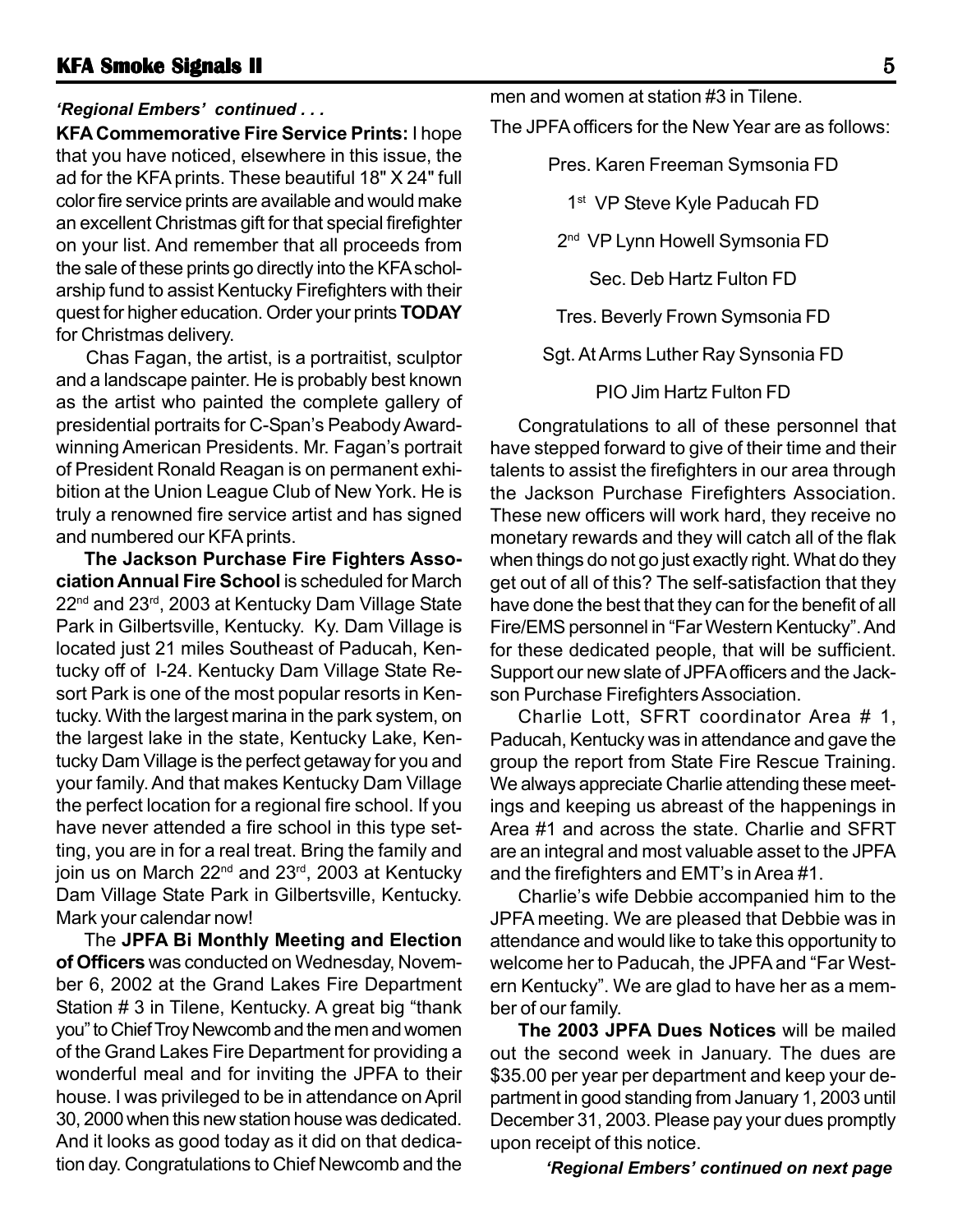*'Regional Embers' continued . . .*

**KFA Commemorative Fire Service Prints:** I hope that you have noticed, elsewhere in this issue, the ad for the KFA prints. These beautiful 18" X 24" full color fire service prints are available and would make an excellent Christmas gift for that special firefighter on your list. And remember that all proceeds from the sale of these prints go directly into the KFA scholarship fund to assist Kentucky Firefighters with their quest for higher education. Order your prints **TODAY** for Christmas delivery.

Chas Fagan, the artist, is a portraitist, sculptor and a landscape painter. He is probably best known as the artist who painted the complete gallery of presidential portraits for C-Span's Peabody Award-winning American Presidents. Mr. Fagan's portrait of President Ronald Reagan is on permanent exhibition at the Union League Club of New York. He is truly a renowned fire service artist and has signed and numbered our KFA prints.

**The Jackson Purchase Fire Fighters Association Annual Fire School** is scheduled for March 22nd and 23rd, 2003 at Kentucky Dam Village State Park in Gilbertsville, Kentucky. Ky. Dam Village is located just 21 miles Southeast of Paducah, Kentucky off of I-24. Kentucky Dam Village State Resort Park is one of the most popular resorts in Kentucky. With the largest marina in the park system, on the largest lake in the state, Kentucky Lake, Kentucky Dam Village is the perfect getaway for you and your family. And that makes Kentucky Dam Village the perfect location for a regional fire school. If you have never attended a fire school in this type setting, you are in for a real treat. Bring the family and join us on March 22nd and 23rd, 2003 at Kentucky Dam Village State Park in Gilbertsville, Kentucky. Mark your calendar now!

The **JPFA Bi Monthly Meeting and Election of Officers** was conducted on Wednesday, November 6, 2002 at the Grand Lakes Fire Department Station # 3 in Tilene, Kentucky. A great big "thank you" to Chief Troy Newcomb and the men and women of the Grand Lakes Fire Department for providing a wonderful meal and for inviting the JPFA to their house. I was privileged to be in attendance on April 30, 2000 when this new station house was dedicated. And it looks as good today as it did on that dedication day. Congratulations to Chief Newcomb and the men and women at station #3 in Tilene.

The JPFA officers for the New Year are as follows:

Pres. Karen Freeman Symsonia FD

1st VP Steve Kyle Paducah FD

2nd VP Lynn Howell Symsonia FD

Sec. Deb Hartz Fulton FD

Tres. Beverly Frown Symsonia FD

Sgt. At Arms Luther Ray Synsonia FD

PIO Jim Hartz Fulton FD

Congratulations to all of these personnel that have stepped forward to give of their time and their talents to assist the firefighters in our area through the Jackson Purchase Firefighters Association. These new officers will work hard, they receive no monetary rewards and they will catch all of the flak when things do not go just exactly right. What do they get out of all of this? The self-satisfaction that they have done the best that they can for the benefit of all Fire/EMS personnel in "Far Western Kentucky". And for these dedicated people, that will be sufficient. Support our new slate of JPFA officers and the Jackson Purchase Firefighters Association.

Charlie Lott, SFRT coordinator Area # 1, Paducah, Kentucky was in attendance and gave the group the report from State Fire Rescue Training. We always appreciate Charlie attending these meetings and keeping us abreast of the happenings in Area #1 and across the state. Charlie and SFRT are an integral and most valuable asset to the JPFA and the firefighters and EMT's in Area #1.

Charlie's wife Debbie accompanied him to the JPFA meeting. We are pleased that Debbie was in attendance and would like to take this opportunity to welcome her to Paducah, the JPFA and "Far Western Kentucky". We are glad to have her as a member of our family.

**The 2003 JPFA Dues Notices** will be mailed out the second week in January. The dues are $35.00 per year per department and keep your department in good standing from January 1, 2003 until December 31, 2003. Please pay your dues promptly upon receipt of this notice.

***'Regional Embers' continued on next page***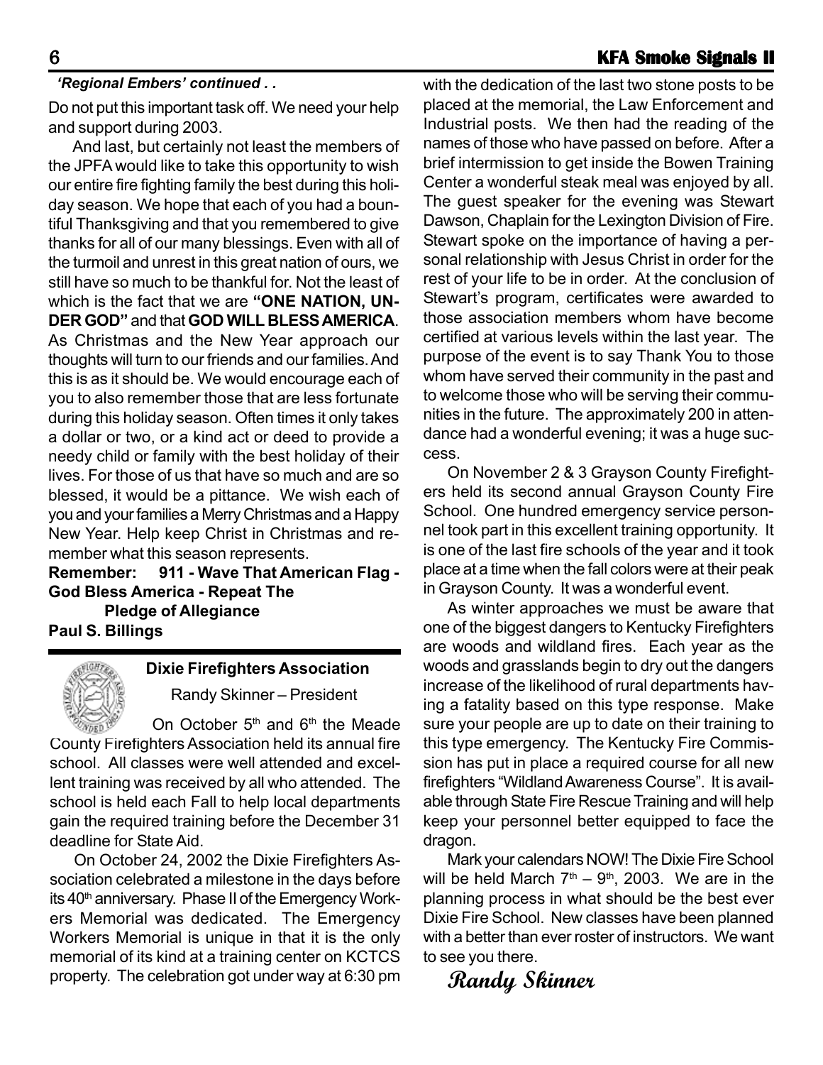*'Regional Embers' continued . .*

Do not put this important task off. We need your help and support during 2003.

And last, but certainly not least the members of the JPFA would like to take this opportunity to wish our entire fire fighting family the best during this holiday season. We hope that each of you had a bountiful Thanksgiving and that you remembered to give thanks for all of our many blessings. Even with all of the turmoil and unrest in this great nation of ours, we still have so much to be thankful for. Not the least of which is the fact that we are **"ONE NATION, UNDER GOD"** and that **GOD WILL BLESS AMERICA**. As Christmas and the New Year approach our thoughts will turn to our friends and our families. And this is as it should be. We would encourage each of you to also remember those that are less fortunate during this holiday season. Often times it only takes a dollar or two, or a kind act or deed to provide a needy child or family with the best holiday of their lives. For those of us that have so much and are so blessed, it would be a pittance. We wish each of you and your families a Merry Christmas and a Happy New Year. Help keep Christ in Christmas and remember what this season represents.

**Remember: 911 - Wave That American Flag - God Bless America - Repeat The Pledge of Allegiance**

**Paul S. Billings**

---

## Dixie Firefighters Association

Randy Skinner – President

On October 5th and 6th the Meade County Firefighters Association held its annual fire school. All classes were well attended and excellent training was received by all who attended. The school is held each Fall to help local departments gain the required training before the December 31 deadline for State Aid.

On October 24, 2002 the Dixie Firefighters Association celebrated a milestone in the days before its 40th anniversary. Phase II of the Emergency Workers Memorial was dedicated. The Emergency Workers Memorial is unique in that it is the only memorial of its kind at a training center on KCTCS property. The celebration got under way at 6:30 pm with the dedication of the last two stone posts to be placed at the memorial, the Law Enforcement and Industrial posts. We then had the reading of the names of those who have passed on before. After a brief intermission to get inside the Bowen Training Center a wonderful steak meal was enjoyed by all. The guest speaker for the evening was Stewart Dawson, Chaplain for the Lexington Division of Fire. Stewart spoke on the importance of having a personal relationship with Jesus Christ in order for the rest of your life to be in order. At the conclusion of Stewart's program, certificates were awarded to those association members whom have become certified at various levels within the last year. The purpose of the event is to say Thank You to those whom have served their community in the past and to welcome those who will be serving their communities in the future. The approximately 200 in attendance had a wonderful evening; it was a huge success.

On November 2 & 3 Grayson County Firefighters held its second annual Grayson County Fire School. One hundred emergency service personnel took part in this excellent training opportunity. It is one of the last fire schools of the year and it took place at a time when the fall colors were at their peak in Grayson County. It was a wonderful event.

As winter approaches we must be aware that one of the biggest dangers to Kentucky Firefighters are woods and wildland fires. Each year as the woods and grasslands begin to dry out the dangers increase of the likelihood of rural departments having a fatality based on this type response. Make sure your people are up to date on their training to this type emergency. The Kentucky Fire Commission has put in place a required course for all new firefighters "Wildland Awareness Course". It is available through State Fire Rescue Training and will help keep your personnel better equipped to face the dragon.

Mark your calendars NOW! The Dixie Fire School will be held March 7th – 9th, 2003. We are in the planning process in what should be the best ever Dixie Fire School. New classes have been planned with a better than ever roster of instructors. We want to see you there.

*Randy Skinner*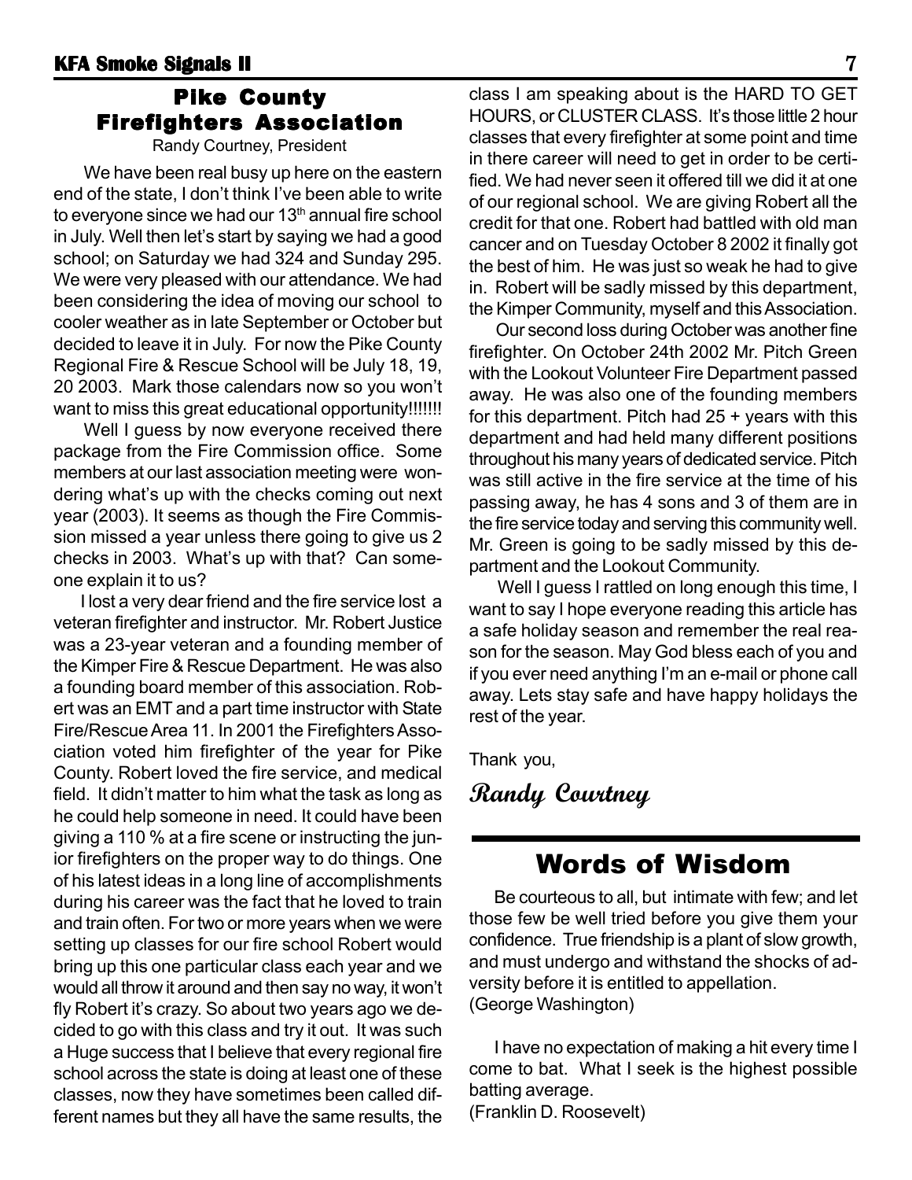## Pike County Firefighters Association

Randy Courtney, President

We have been real busy up here on the eastern end of the state, I don't think I've been able to write to everyone since we had our 13th annual fire school in July. Well then let's start by saying we had a good school; on Saturday we had 324 and Sunday 295. We were very pleased with our attendance. We had been considering the idea of moving our school to cooler weather as in late September or October but decided to leave it in July. For now the Pike County Regional Fire & Rescue School will be July 18, 19, 20 2003. Mark those calendars now so you won't want to miss this great educational opportunity!!!!!!!

Well I guess by now everyone received there package from the Fire Commission office. Some members at our last association meeting were wondering what's up with the checks coming out next year (2003). It seems as though the Fire Commission missed a year unless there going to give us 2 checks in 2003. What's up with that? Can someone explain it to us?

I lost a very dear friend and the fire service lost a veteran firefighter and instructor. Mr. Robert Justice was a 23-year veteran and a founding member of the Kimper Fire & Rescue Department. He was also a founding board member of this association. Robert was an EMT and a part time instructor with State Fire/Rescue Area 11. In 2001 the Firefighters Association voted him firefighter of the year for Pike County. Robert loved the fire service, and medical field. It didn't matter to him what the task as long as he could help someone in need. It could have been giving a 110 % at a fire scene or instructing the junior firefighters on the proper way to do things. One of his latest ideas in a long line of accomplishments during his career was the fact that he loved to train and train often. For two or more years when we were setting up classes for our fire school Robert would bring up this one particular class each year and we would all throw it around and then say no way, it won't fly Robert it's crazy. So about two years ago we decided to go with this class and try it out. It was such a Huge success that I believe that every regional fire school across the state is doing at least one of these classes, now they have sometimes been called different names but they all have the same results, the class I am speaking about is the HARD TO GET HOURS, or CLUSTER CLASS. It's those little 2 hour classes that every firefighter at some point and time in there career will need to get in order to be certified. We had never seen it offered till we did it at one of our regional school. We are giving Robert all the credit for that one. Robert had battled with old man cancer and on Tuesday October 8 2002 it finally got the best of him. He was just so weak he had to give in. Robert will be sadly missed by this department, the Kimper Community, myself and this Association.

Our second loss during October was another fine firefighter. On October 24th 2002 Mr. Pitch Green with the Lookout Volunteer Fire Department passed away. He was also one of the founding members for this department. Pitch had 25 + years with this department and had held many different positions throughout his many years of dedicated service. Pitch was still active in the fire service at the time of his passing away, he has 4 sons and 3 of them are in the fire service today and serving this community well. Mr. Green is going to be sadly missed by this department and the Lookout Community.

Well I guess I rattled on long enough this time, I want to say I hope everyone reading this article has a safe holiday season and remember the real reason for the season. May God bless each of you and if you ever need anything I'm an e-mail or phone call away. Lets stay safe and have happy holidays the rest of the year.

Thank you,

*Randy Courtney*

## Words of Wisdom

Be courteous to all, but intimate with few; and let those few be well tried before you give them your confidence. True friendship is a plant of slow growth, and must undergo and withstand the shocks of adversity before it is entitled to appellation.
(George Washington)

I have no expectation of making a hit every time I come to bat. What I seek is the highest possible batting average.
(Franklin D. Roosevelt)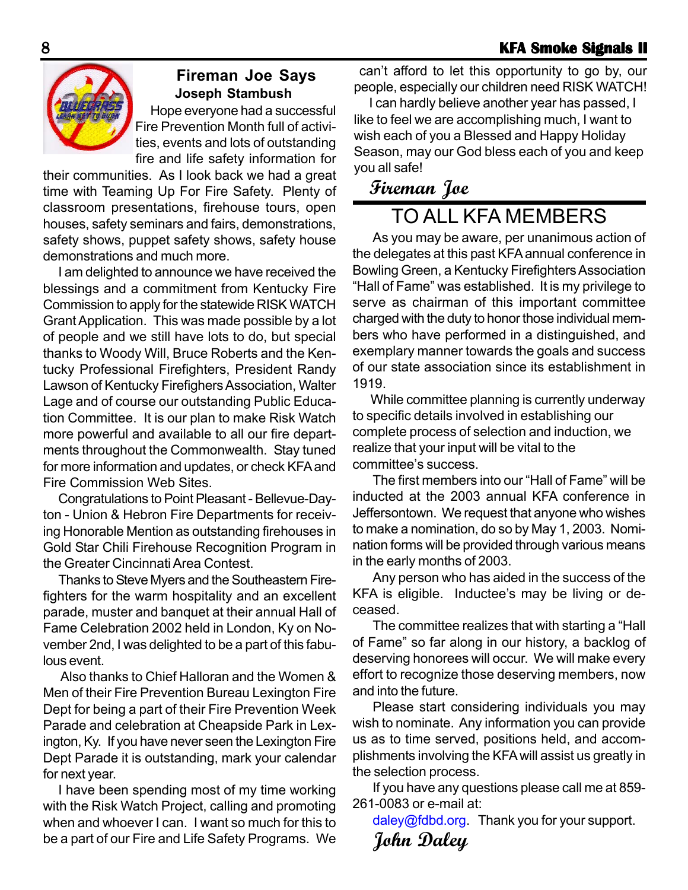## Fireman Joe Says

**Joseph Stambush**

Hope everyone had a successful Fire Prevention Month full of activities, events and lots of outstanding fire and life safety information for their communities. As I look back we had a great time with Teaming Up For Fire Safety. Plenty of classroom presentations, firehouse tours, open houses, safety seminars and fairs, demonstrations, safety shows, puppet safety shows, safety house demonstrations and much more.

I am delighted to announce we have received the blessings and a commitment from Kentucky Fire Commission to apply for the statewide RISK WATCH Grant Application. This was made possible by a lot of people and we still have lots to do, but special thanks to Woody Will, Bruce Roberts and the Kentucky Professional Firefighters, President Randy Lawson of Kentucky Firefighers Association, Walter Lage and of course our outstanding Public Education Committee. It is our plan to make Risk Watch more powerful and available to all our fire departments throughout the Commonwealth. Stay tuned for more information and updates, or check KFA and Fire Commission Web Sites.

Congratulations to Point Pleasant - Bellevue-Dayton - Union & Hebron Fire Departments for receiving Honorable Mention as outstanding firehouses in Gold Star Chili Firehouse Recognition Program in the Greater Cincinnati Area Contest.

Thanks to Steve Myers and the Southeastern Firefighters for the warm hospitality and an excellent parade, muster and banquet at their annual Hall of Fame Celebration 2002 held in London, Ky on November 2nd, I was delighted to be a part of this fabulous event.

Also thanks to Chief Halloran and the Women & Men of their Fire Prevention Bureau Lexington Fire Dept for being a part of their Fire Prevention Week Parade and celebration at Cheapside Park in Lexington, Ky. If you have never seen the Lexington Fire Dept Parade it is outstanding, mark your calendar for next year.

I have been spending most of my time working with the Risk Watch Project, calling and promoting when and whoever I can. I want so much for this to be a part of our Fire and Life Safety Programs. We can't afford to let this opportunity to go by, our people, especially our children need RISK WATCH!

I can hardly believe another year has passed, I like to feel we are accomplishing much, I want to wish each of you a Blessed and Happy Holiday Season, may our God bless each of you and keep you all safe!

*Fireman Joe*

## TO ALL KFA MEMBERS

As you may be aware, per unanimous action of the delegates at this past KFA annual conference in Bowling Green, a Kentucky Firefighters Association "Hall of Fame" was established. It is my privilege to serve as chairman of this important committee charged with the duty to honor those individual members who have performed in a distinguished, and exemplary manner towards the goals and success of our state association since its establishment in 1919.

While committee planning is currently underway to specific details involved in establishing our complete process of selection and induction, we realize that your input will be vital to the committee's success.

The first members into our "Hall of Fame" will be inducted at the 2003 annual KFA conference in Jeffersontown. We request that anyone who wishes to make a nomination, do so by May 1, 2003. Nomination forms will be provided through various means in the early months of 2003.

Any person who has aided in the success of the KFA is eligible. Inductee's may be living or deceased.

The committee realizes that with starting a "Hall of Fame" so far along in our history, a backlog of deserving honorees will occur. We will make every effort to recognize those deserving members, now and into the future.

Please start considering individuals you may wish to nominate. Any information you can provide us as to time served, positions held, and accomplishments involving the KFA will assist us greatly in the selection process.

If you have any questions please call me at 859-261-0083 or e-mail at: daley@fdbd.org. Thank you for your support.

*John Daley*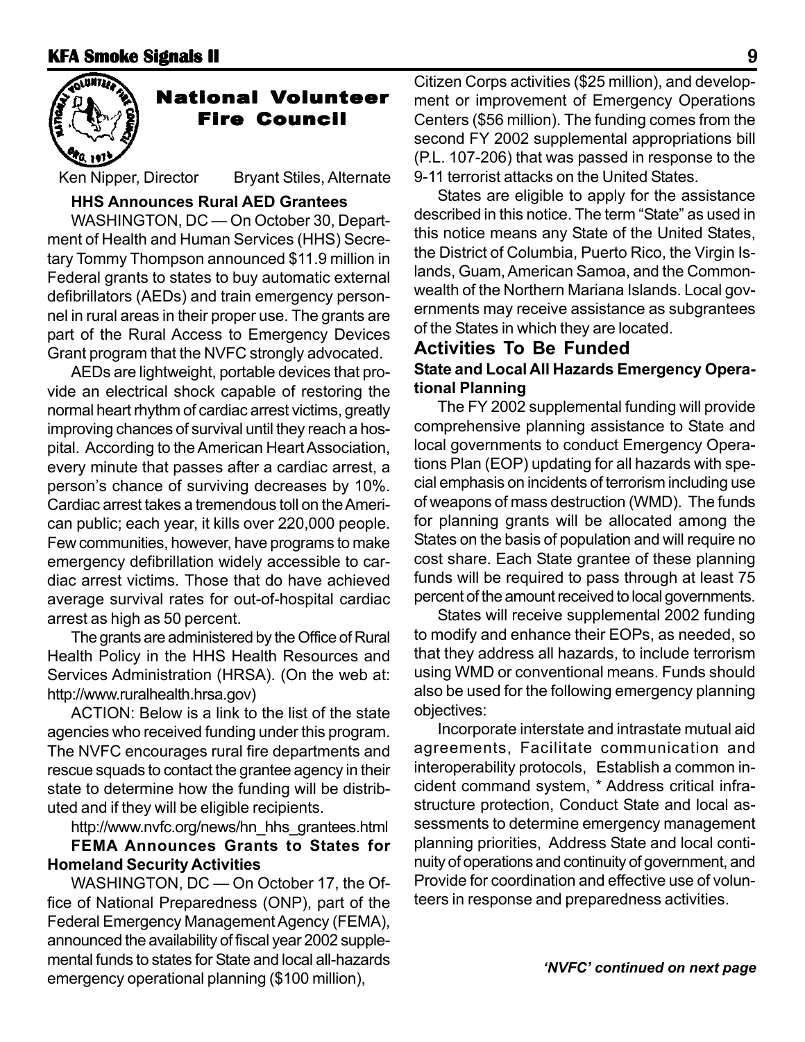## National Volunteer Fire Council

Ken Nipper, Director Bryant Stiles, Alternate

**HHS Announces Rural AED Grantees**

WASHINGTON, DC — On October 30, Department of Health and Human Services (HHS) Secretary Tommy Thompson announced $11.9 million in Federal grants to states to buy automatic external defibrillators (AEDs) and train emergency personnel in rural areas in their proper use. The grants are part of the Rural Access to Emergency Devices Grant program that the NVFC strongly advocated.

AEDs are lightweight, portable devices that provide an electrical shock capable of restoring the normal heart rhythm of cardiac arrest victims, greatly improving chances of survival until they reach a hospital. According to the American Heart Association, every minute that passes after a cardiac arrest, a person's chance of surviving decreases by 10%. Cardiac arrest takes a tremendous toll on the American public; each year, it kills over 220,000 people. Few communities, however, have programs to make emergency defibrillation widely accessible to cardiac arrest victims. Those that do have achieved average survival rates for out-of-hospital cardiac arrest as high as 50 percent.

The grants are administered by the Office of Rural Health Policy in the HHS Health Resources and Services Administration (HRSA). (On the web at: http://www.ruralhealth.hrsa.gov)

ACTION: Below is a link to the list of the state agencies who received funding under this program. The NVFC encourages rural fire departments and rescue squads to contact the grantee agency in their state to determine how the funding will be distributed and if they will be eligible recipients.

http://www.nvfc.org/news/hn_hhs_grantees.html

**FEMA Announces Grants to States for Homeland Security Activities**

WASHINGTON, DC — On October 17, the Office of National Preparedness (ONP), part of the Federal Emergency Management Agency (FEMA), announced the availability of fiscal year 2002 supplemental funds to states for State and local all-hazards emergency operational planning ($100 million), Citizen Corps activities ($25 million), and development or improvement of Emergency Operations Centers ($56 million). The funding comes from the second FY 2002 supplemental appropriations bill (P.L. 107-206) that was passed in response to the 9-11 terrorist attacks on the United States.

States are eligible to apply for the assistance described in this notice. The term "State" as used in this notice means any State of the United States, the District of Columbia, Puerto Rico, the Virgin Islands, Guam, American Samoa, and the Commonwealth of the Northern Mariana Islands. Local governments may receive assistance as subgrantees of the States in which they are located.

### Activities To Be Funded

**State and Local All Hazards Emergency Operational Planning**

The FY 2002 supplemental funding will provide comprehensive planning assistance to State and local governments to conduct Emergency Operations Plan (EOP) updating for all hazards with special emphasis on incidents of terrorism including use of weapons of mass destruction (WMD). The funds for planning grants will be allocated among the States on the basis of population and will require no cost share. Each State grantee of these planning funds will be required to pass through at least 75 percent of the amount received to local governments.

States will receive supplemental 2002 funding to modify and enhance their EOPs, as needed, so that they address all hazards, to include terrorism using WMD or conventional means. Funds should also be used for the following emergency planning objectives:

Incorporate interstate and intrastate mutual aid agreements, Facilitate communication and interoperability protocols, Establish a common incident command system, * Address critical infrastructure protection, Conduct State and local assessments to determine emergency management planning priorities, Address State and local continuity of operations and continuity of government, and Provide for coordination and effective use of volunteers in response and preparedness activities.

*'NVFC' continued on next page*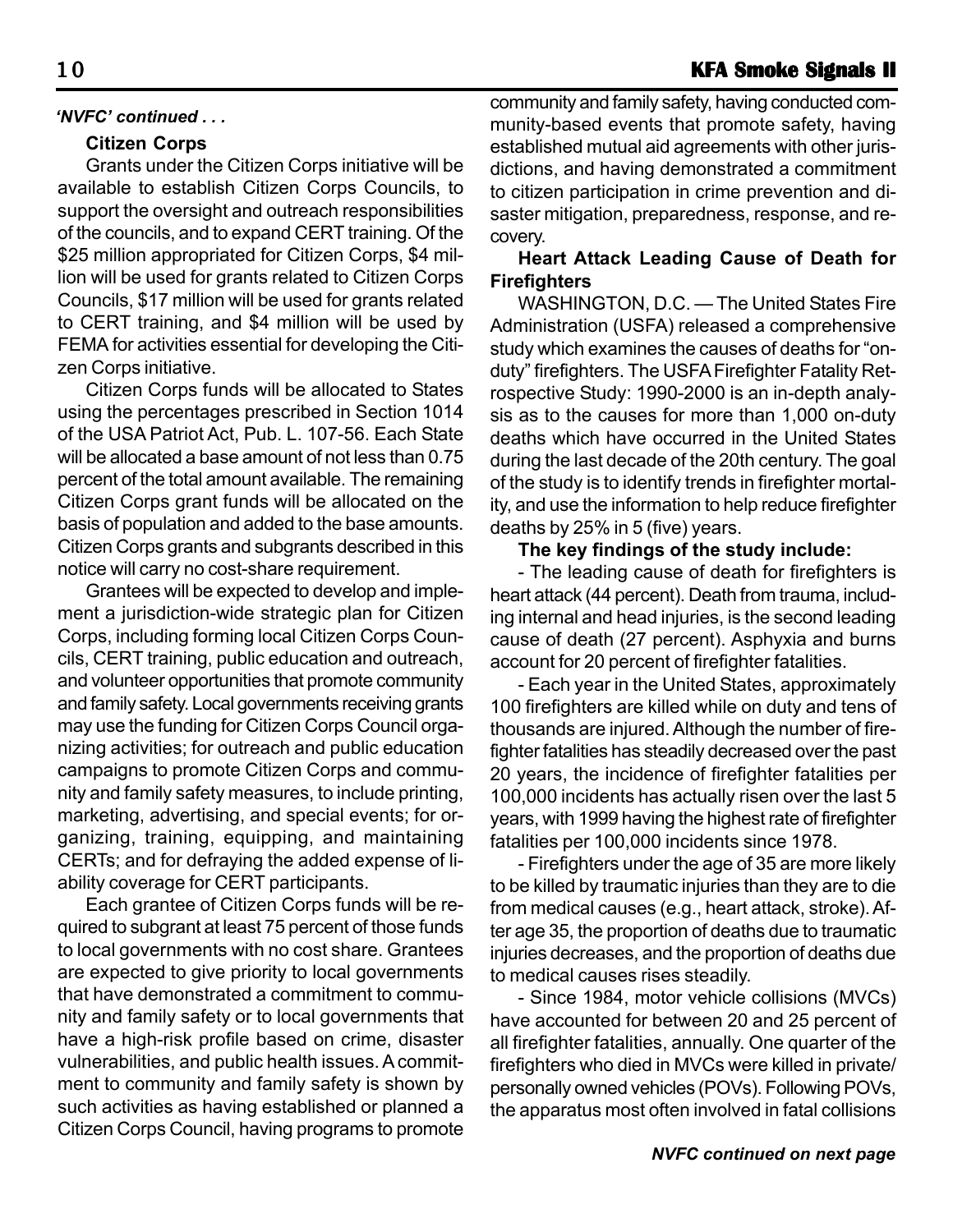*'NVFC' continued . . .*

**Citizen Corps**

Grants under the Citizen Corps initiative will be available to establish Citizen Corps Councils, to support the oversight and outreach responsibilities of the councils, and to expand CERT training. Of the $25 million appropriated for Citizen Corps, $4 million will be used for grants related to Citizen Corps Councils, $17 million will be used for grants related to CERT training, and $4 million will be used by FEMA for activities essential for developing the Citizen Corps initiative.

Citizen Corps funds will be allocated to States using the percentages prescribed in Section 1014 of the USA Patriot Act, Pub. L. 107-56. Each State will be allocated a base amount of not less than 0.75 percent of the total amount available. The remaining Citizen Corps grant funds will be allocated on the basis of population and added to the base amounts. Citizen Corps grants and subgrants described in this notice will carry no cost-share requirement.

Grantees will be expected to develop and implement a jurisdiction-wide strategic plan for Citizen Corps, including forming local Citizen Corps Councils, CERT training, public education and outreach, and volunteer opportunities that promote community and family safety. Local governments receiving grants may use the funding for Citizen Corps Council organizing activities; for outreach and public education campaigns to promote Citizen Corps and community and family safety measures, to include printing, marketing, advertising, and special events; for organizing, training, equipping, and maintaining CERTs; and for defraying the added expense of liability coverage for CERT participants.

Each grantee of Citizen Corps funds will be required to subgrant at least 75 percent of those funds to local governments with no cost share. Grantees are expected to give priority to local governments that have demonstrated a commitment to community and family safety or to local governments that have a high-risk profile based on crime, disaster vulnerabilities, and public health issues. A commitment to community and family safety is shown by such activities as having established or planned a Citizen Corps Council, having programs to promote community and family safety, having conducted community-based events that promote safety, having established mutual aid agreements with other jurisdictions, and having demonstrated a commitment to citizen participation in crime prevention and disaster mitigation, preparedness, response, and recovery.

**Heart Attack Leading Cause of Death for Firefighters**

WASHINGTON, D.C. — The United States Fire Administration (USFA) released a comprehensive study which examines the causes of deaths for "on-duty" firefighters. The USFA Firefighter Fatality Retrospective Study: 1990-2000 is an in-depth analysis as to the causes for more than 1,000 on-duty deaths which have occurred in the United States during the last decade of the 20th century. The goal of the study is to identify trends in firefighter mortality, and use the information to help reduce firefighter deaths by 25% in 5 (five) years.

**The key findings of the study include:**

- The leading cause of death for firefighters is heart attack (44 percent). Death from trauma, including internal and head injuries, is the second leading cause of death (27 percent). Asphyxia and burns account for 20 percent of firefighter fatalities.

- Each year in the United States, approximately 100 firefighters are killed while on duty and tens of thousands are injured. Although the number of firefighter fatalities has steadily decreased over the past 20 years, the incidence of firefighter fatalities per 100,000 incidents has actually risen over the last 5 years, with 1999 having the highest rate of firefighter fatalities per 100,000 incidents since 1978.

- Firefighters under the age of 35 are more likely to be killed by traumatic injuries than they are to die from medical causes (e.g., heart attack, stroke). After age 35, the proportion of deaths due to traumatic injuries decreases, and the proportion of deaths due to medical causes rises steadily.

- Since 1984, motor vehicle collisions (MVCs) have accounted for between 20 and 25 percent of all firefighter fatalities, annually. One quarter of the firefighters who died in MVCs were killed in private/personally owned vehicles (POVs). Following POVs, the apparatus most often involved in fatal collisions

***NVFC continued on next page***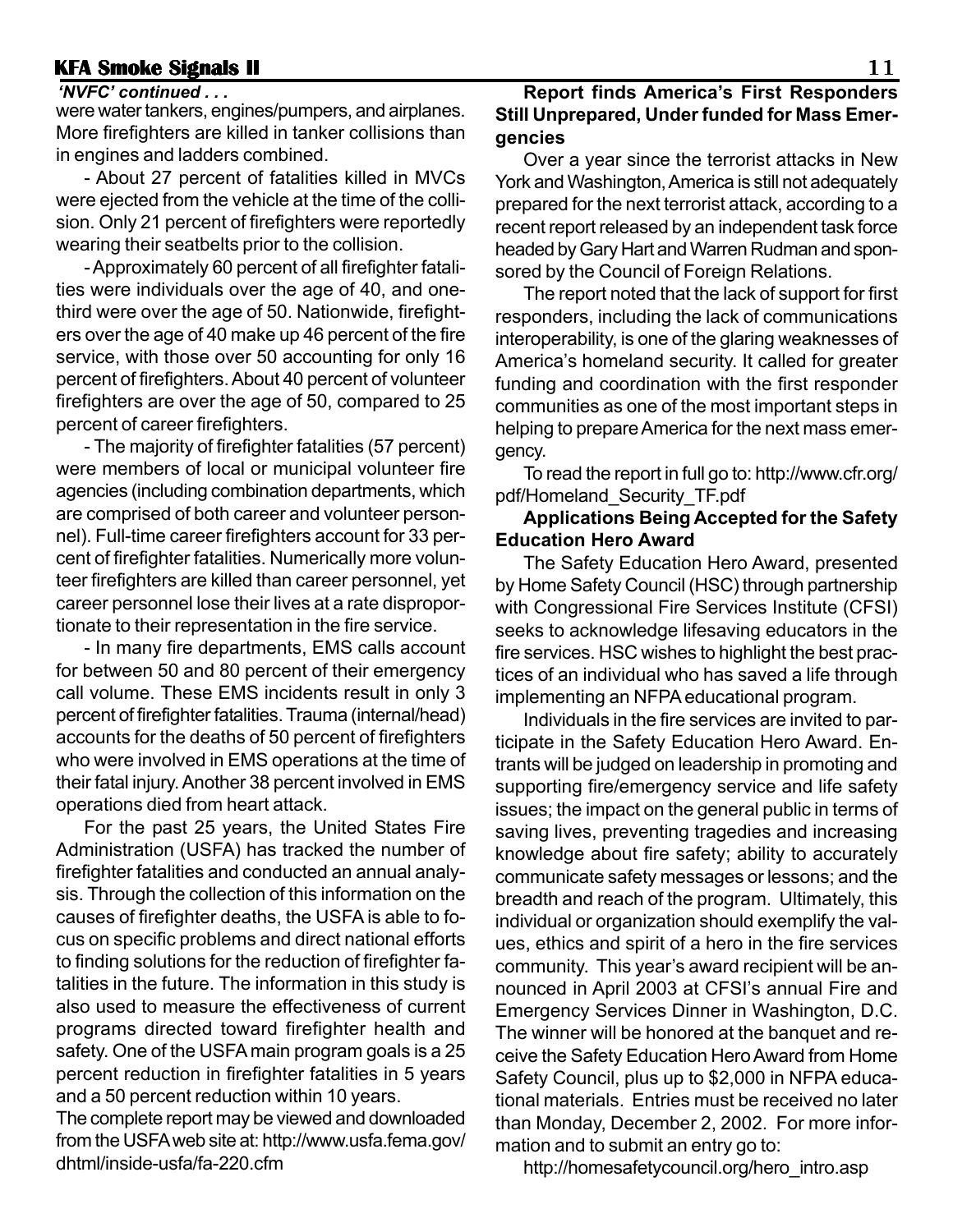*'NVFC' continued . . .*

were water tankers, engines/pumpers, and airplanes. More firefighters are killed in tanker collisions than in engines and ladders combined.

- About 27 percent of fatalities killed in MVCs were ejected from the vehicle at the time of the collision. Only 21 percent of firefighters were reportedly wearing their seatbelts prior to the collision.

- Approximately 60 percent of all firefighter fatalities were individuals over the age of 40, and one-third were over the age of 50. Nationwide, firefighters over the age of 40 make up 46 percent of the fire service, with those over 50 accounting for only 16 percent of firefighters. About 40 percent of volunteer firefighters are over the age of 50, compared to 25 percent of career firefighters.

- The majority of firefighter fatalities (57 percent) were members of local or municipal volunteer fire agencies (including combination departments, which are comprised of both career and volunteer personnel). Full-time career firefighters account for 33 percent of firefighter fatalities. Numerically more volunteer firefighters are killed than career personnel, yet career personnel lose their lives at a rate disproportionate to their representation in the fire service.

- In many fire departments, EMS calls account for between 50 and 80 percent of their emergency call volume. These EMS incidents result in only 3 percent of firefighter fatalities. Trauma (internal/head) accounts for the deaths of 50 percent of firefighters who were involved in EMS operations at the time of their fatal injury. Another 38 percent involved in EMS operations died from heart attack.

For the past 25 years, the United States Fire Administration (USFA) has tracked the number of firefighter fatalities and conducted an annual analysis. Through the collection of this information on the causes of firefighter deaths, the USFA is able to focus on specific problems and direct national efforts to finding solutions for the reduction of firefighter fatalities in the future. The information in this study is also used to measure the effectiveness of current programs directed toward firefighter health and safety. One of the USFA main program goals is a 25 percent reduction in firefighter fatalities in 5 years and a 50 percent reduction within 10 years.

The complete report may be viewed and downloaded from the USFA web site at: http://www.usfa.fema.gov/dhtml/inside-usfa/fa-220.cfm

**Report finds America's First Responders Still Unprepared, Under funded for Mass Emergencies**

Over a year since the terrorist attacks in New York and Washington, America is still not adequately prepared for the next terrorist attack, according to a recent report released by an independent task force headed by Gary Hart and Warren Rudman and sponsored by the Council of Foreign Relations.

The report noted that the lack of support for first responders, including the lack of communications interoperability, is one of the glaring weaknesses of America's homeland security. It called for greater funding and coordination with the first responder communities as one of the most important steps in helping to prepare America for the next mass emergency.

To read the report in full go to: http://www.cfr.org/pdf/Homeland_Security_TF.pdf

**Applications Being Accepted for the Safety Education Hero Award**

The Safety Education Hero Award, presented by Home Safety Council (HSC) through partnership with Congressional Fire Services Institute (CFSI) seeks to acknowledge lifesaving educators in the fire services. HSC wishes to highlight the best practices of an individual who has saved a life through implementing an NFPA educational program.

Individuals in the fire services are invited to participate in the Safety Education Hero Award. Entrants will be judged on leadership in promoting and supporting fire/emergency service and life safety issues; the impact on the general public in terms of saving lives, preventing tragedies and increasing knowledge about fire safety; ability to accurately communicate safety messages or lessons; and the breadth and reach of the program. Ultimately, this individual or organization should exemplify the values, ethics and spirit of a hero in the fire services community. This year's award recipient will be announced in April 2003 at CFSI's annual Fire and Emergency Services Dinner in Washington, D.C. The winner will be honored at the banquet and receive the Safety Education Hero Award from Home Safety Council, plus up to $2,000 in NFPA educational materials. Entries must be received no later than Monday, December 2, 2002. For more information and to submit an entry go to:

http://homesafetycouncil.org/hero_intro.asp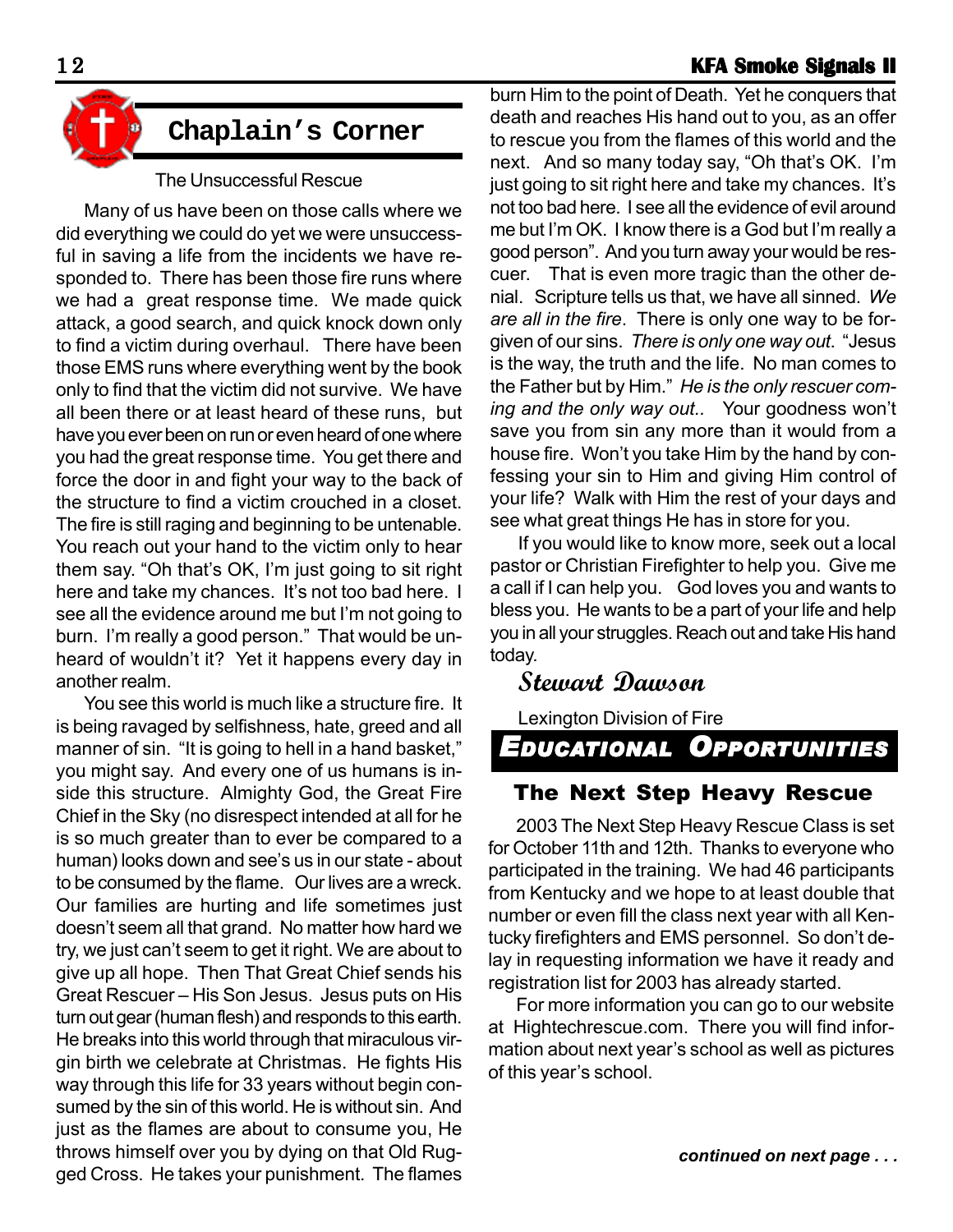## Chaplain's Corner

The Unsuccessful Rescue

Many of us have been on those calls where we did everything we could do yet we were unsuccessful in saving a life from the incidents we have responded to. There has been those fire runs where we had a great response time. We made quick attack, a good search, and quick knock down only to find a victim during overhaul. There have been those EMS runs where everything went by the book only to find that the victim did not survive. We have all been there or at least heard of these runs, but have you ever been on run or even heard of one where you had the great response time. You get there and force the door in and fight your way to the back of the structure to find a victim crouched in a closet. The fire is still raging and beginning to be untenable. You reach out your hand to the victim only to hear them say. "Oh that's OK, I'm just going to sit right here and take my chances. It's not too bad here. I see all the evidence around me but I'm not going to burn. I'm really a good person." That would be unheard of wouldn't it? Yet it happens every day in another realm.

You see this world is much like a structure fire. It is being ravaged by selfishness, hate, greed and all manner of sin. "It is going to hell in a hand basket," you might say. And every one of us humans is inside this structure. Almighty God, the Great Fire Chief in the Sky (no disrespect intended at all for he is so much greater than to ever be compared to a human) looks down and see's us in our state - about to be consumed by the flame. Our lives are a wreck. Our families are hurting and life sometimes just doesn't seem all that grand. No matter how hard we try, we just can't seem to get it right. We are about to give up all hope. Then That Great Chief sends his Great Rescuer – His Son Jesus. Jesus puts on His turn out gear (human flesh) and responds to this earth. He breaks into this world through that miraculous virgin birth we celebrate at Christmas. He fights His way through this life for 33 years without begin consumed by the sin of this world. He is without sin. And just as the flames are about to consume you, He throws himself over you by dying on that Old Rugged Cross. He takes your punishment. The flames burn Him to the point of Death. Yet he conquers that death and reaches His hand out to you, as an offer to rescue you from the flames of this world and the next. And so many today say, "Oh that's OK. I'm just going to sit right here and take my chances. It's not too bad here. I see all the evidence of evil around me but I'm OK. I know there is a God but I'm really a good person". And you turn away your would be rescuer. That is even more tragic than the other denial. Scripture tells us that, we have all sinned. *We are all in the fire*. There is only one way to be forgiven of our sins. *There is only one way out*. "Jesus is the way, the truth and the life. No man comes to the Father but by Him." *He is the only rescuer coming and the only way out..* Your goodness won't save you from sin any more than it would from a house fire. Won't you take Him by the hand by confessing your sin to Him and giving Him control of your life? Walk with Him the rest of your days and see what great things He has in store for you.

If you would like to know more, seek out a local pastor or Christian Firefighter to help you. Give me a call if I can help you. God loves you and wants to bless you. He wants to be a part of your life and help you in all your struggles. Reach out and take His hand today.

*Stewart Dawson*

Lexington Division of Fire

## Educational Opportunities

### The Next Step Heavy Rescue

2003 The Next Step Heavy Rescue Class is set for October 11th and 12th. Thanks to everyone who participated in the training. We had 46 participants from Kentucky and we hope to at least double that number or even fill the class next year with all Kentucky firefighters and EMS personnel. So don't delay in requesting information we have it ready and registration list for 2003 has already started.

For more information you can go to our website at Hightechrescue.com. There you will find information about next year's school as well as pictures of this year's school.

***continued on next page . . .***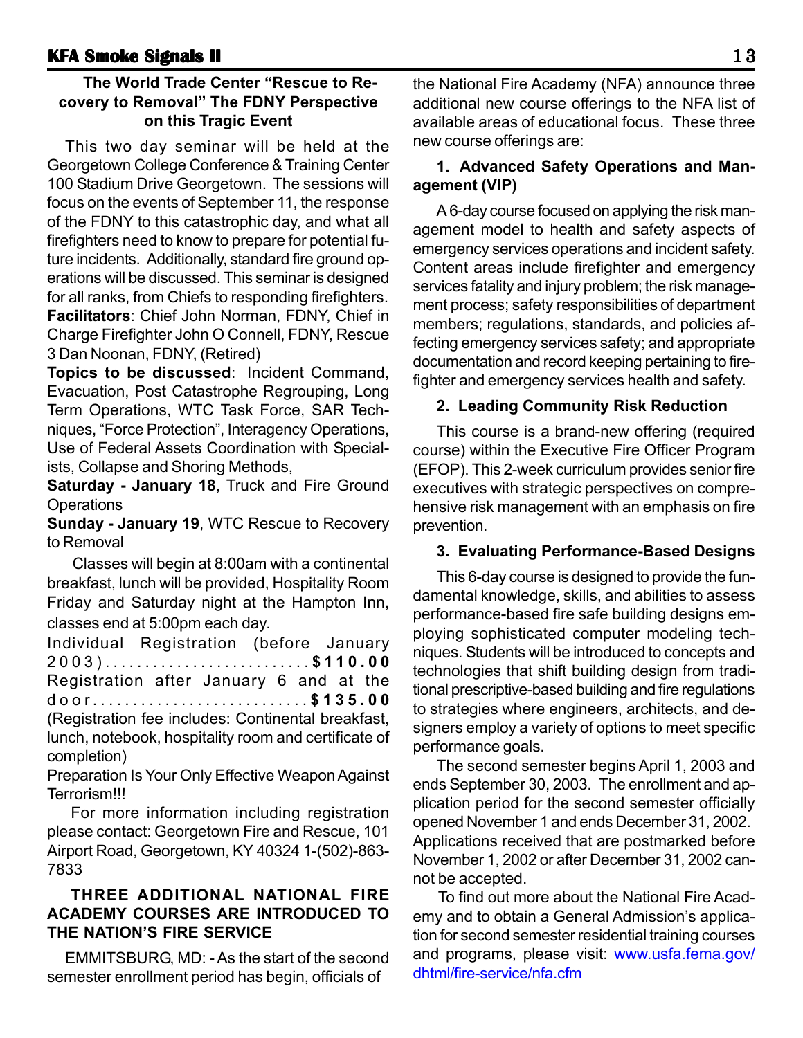### The World Trade Center "Rescue to Recovery to Removal" The FDNY Perspective on this Tragic Event

This two day seminar will be held at the Georgetown College Conference & Training Center 100 Stadium Drive Georgetown. The sessions will focus on the events of September 11, the response of the FDNY to this catastrophic day, and what all firefighters need to know to prepare for potential future incidents. Additionally, standard fire ground operations will be discussed. This seminar is designed for all ranks, from Chiefs to responding firefighters.

**Facilitators**: Chief John Norman, FDNY, Chief in Charge Firefighter John O Connell, FDNY, Rescue 3 Dan Noonan, FDNY, (Retired)

**Topics to be discussed**: Incident Command, Evacuation, Post Catastrophe Regrouping, Long Term Operations, WTC Task Force, SAR Techniques, "Force Protection", Interagency Operations, Use of Federal Assets Coordination with Specialists, Collapse and Shoring Methods,

**Saturday - January 18**, Truck and Fire Ground Operations

**Sunday - January 19**, WTC Rescue to Recovery to Removal

Classes will begin at 8:00am with a continental breakfast, lunch will be provided, Hospitality Room Friday and Saturday night at the Hampton Inn, classes end at 5:00pm each day.

Individual Registration (before January 2003)........................**$110.00**

Registration after January 6 and at the door..........................**$135.00**

(Registration fee includes: Continental breakfast, lunch, notebook, hospitality room and certificate of completion)

Preparation Is Your Only Effective Weapon Against Terrorism!!!

For more information including registration please contact: Georgetown Fire and Rescue, 101 Airport Road, Georgetown, KY 40324 1-(502)-863-7833

### THREE ADDITIONAL NATIONAL FIRE ACADEMY COURSES ARE INTRODUCED TO THE NATION'S FIRE SERVICE

EMMITSBURG, MD: - As the start of the second semester enrollment period has begin, officials of the National Fire Academy (NFA) announce three additional new course offerings to the NFA list of available areas of educational focus. These three new course offerings are:

**1. Advanced Safety Operations and Management (VIP)**

A 6-day course focused on applying the risk management model to health and safety aspects of emergency services operations and incident safety. Content areas include firefighter and emergency services fatality and injury problem; the risk management process; safety responsibilities of department members; regulations, standards, and policies affecting emergency services safety; and appropriate documentation and record keeping pertaining to firefighter and emergency services health and safety.

**2. Leading Community Risk Reduction**

This course is a brand-new offering (required course) within the Executive Fire Officer Program (EFOP). This 2-week curriculum provides senior fire executives with strategic perspectives on comprehensive risk management with an emphasis on fire prevention.

**3. Evaluating Performance-Based Designs**

This 6-day course is designed to provide the fundamental knowledge, skills, and abilities to assess performance-based fire safe building designs employing sophisticated computer modeling techniques. Students will be introduced to concepts and technologies that shift building design from traditional prescriptive-based building and fire regulations to strategies where engineers, architects, and designers employ a variety of options to meet specific performance goals.

The second semester begins April 1, 2003 and ends September 30, 2003. The enrollment and application period for the second semester officially opened November 1 and ends December 31, 2002. Applications received that are postmarked before November 1, 2002 or after December 31, 2002 cannot be accepted.

To find out more about the National Fire Academy and to obtain a General Admission's application for second semester residential training courses and programs, please visit: www.usfa.fema.gov/dhtml/fire-service/nfa.cfm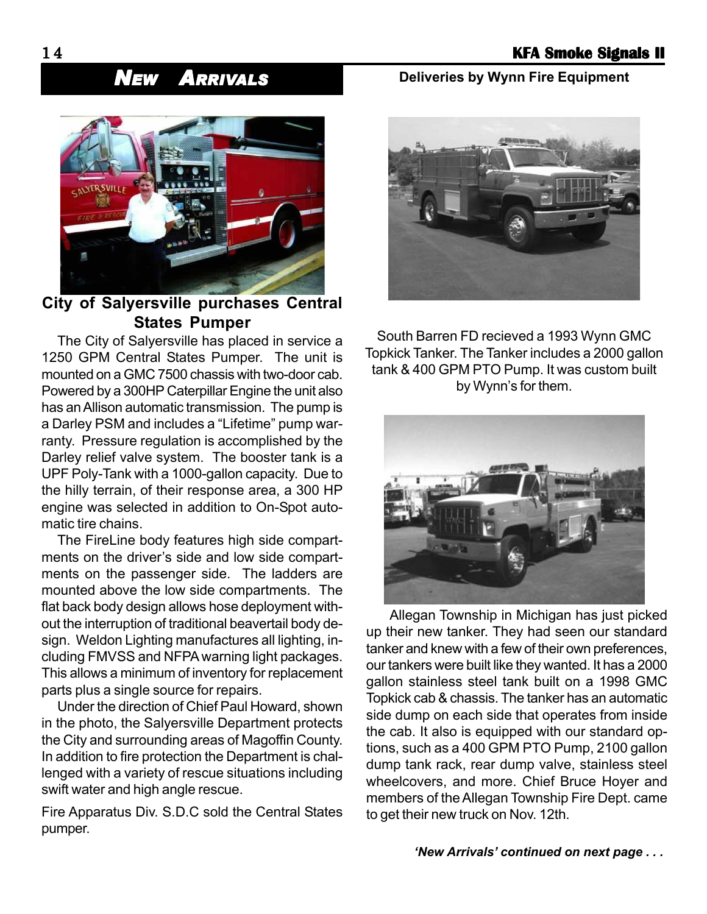# *New Arrivals*

## City of Salyersville purchases Central States Pumper

The City of Salyersville has placed in service a 1250 GPM Central States Pumper. The unit is mounted on a GMC 7500 chassis with two-door cab. Powered by a 300HP Caterpillar Engine the unit also has an Allison automatic transmission. The pump is a Darley PSM and includes a "Lifetime" pump warranty. Pressure regulation is accomplished by the Darley relief valve system. The booster tank is a UPF Poly-Tank with a 1000-gallon capacity. Due to the hilly terrain, of their response area, a 300 HP engine was selected in addition to On-Spot automatic tire chains.

The FireLine body features high side compartments on the driver's side and low side compartments on the passenger side. The ladders are mounted above the low side compartments. The flat back body design allows hose deployment without the interruption of traditional beavertail body design. Weldon Lighting manufactures all lighting, including FMVSS and NFPA warning light packages. This allows a minimum of inventory for replacement parts plus a single source for repairs.

Under the direction of Chief Paul Howard, shown in the photo, the Salyersville Department protects the City and surrounding areas of Magoffin County. In addition to fire protection the Department is challenged with a variety of rescue situations including swift water and high angle rescue.

Fire Apparatus Div. S.D.C sold the Central States pumper.

## Deliveries by Wynn Fire Equipment

South Barren FD recieved a 1993 Wynn GMC Topkick Tanker. The Tanker includes a 2000 gallon tank & 400 GPM PTO Pump. It was custom built by Wynn's for them.

Allegan Township in Michigan has just picked up their new tanker. They had seen our standard tanker and knew with a few of their own preferences, our tankers were built like they wanted. It has a 2000 gallon stainless steel tank built on a 1998 GMC Topkick cab & chassis. The tanker has an automatic side dump on each side that operates from inside the cab. It also is equipped with our standard options, such as a 400 GPM PTO Pump, 2100 gallon dump tank rack, rear dump valve, stainless steel wheelcovers, and more. Chief Bruce Hoyer and members of the Allegan Township Fire Dept. came to get their new truck on Nov. 12th.

***'New Arrivals' continued on next page . . .***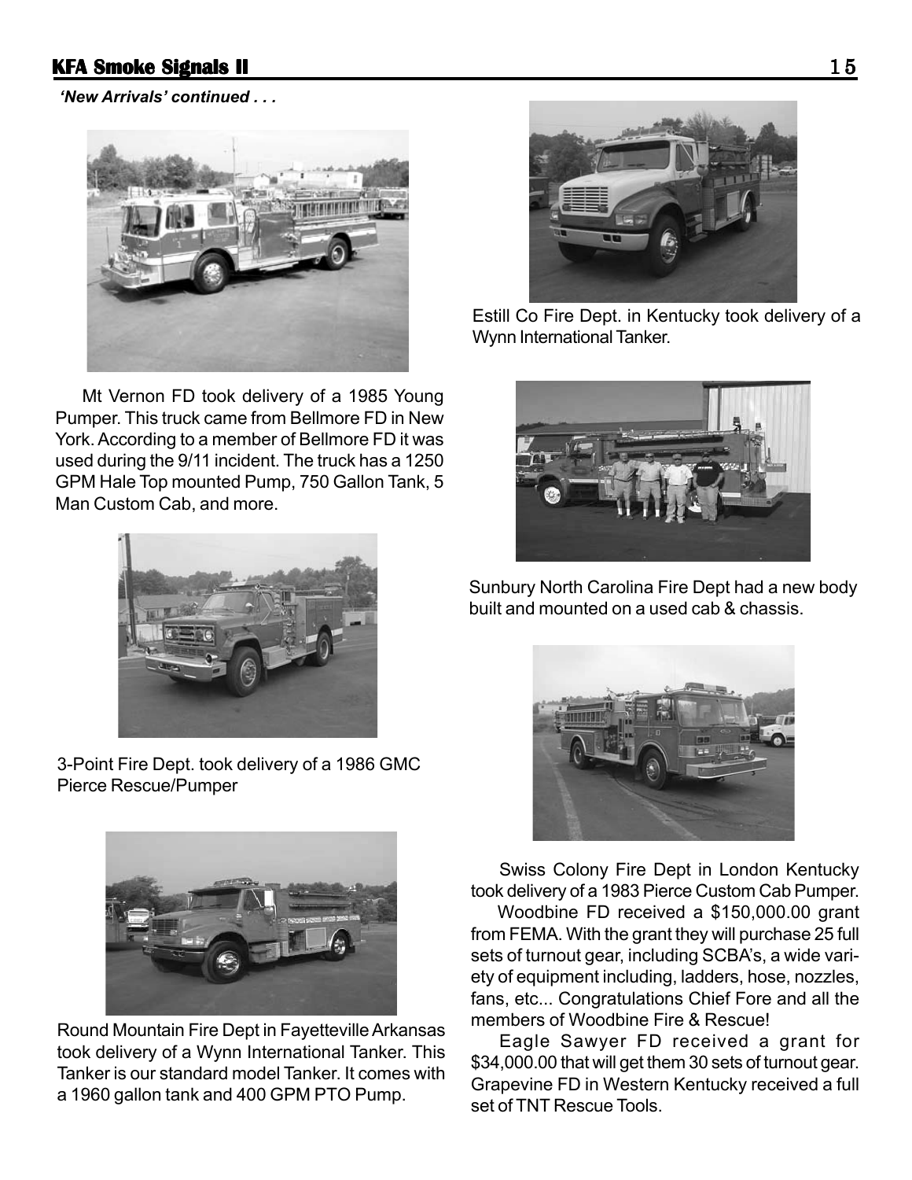*'New Arrivals' continued . . .*

Mt Vernon FD took delivery of a 1985 Young Pumper. This truck came from Bellmore FD in New York. According to a member of Bellmore FD it was used during the 9/11 incident. The truck has a 1250 GPM Hale Top mounted Pump, 750 Gallon Tank, 5 Man Custom Cab, and more.

3-Point Fire Dept. took delivery of a 1986 GMC Pierce Rescue/Pumper

Round Mountain Fire Dept in Fayetteville Arkansas took delivery of a Wynn International Tanker. This Tanker is our standard model Tanker. It comes with a 1960 gallon tank and 400 GPM PTO Pump.

Estill Co Fire Dept. in Kentucky took delivery of a Wynn International Tanker.

Sunbury North Carolina Fire Dept had a new body built and mounted on a used cab & chassis.

Swiss Colony Fire Dept in London Kentucky took delivery of a 1983 Pierce Custom Cab Pumper.

Woodbine FD received a $150,000.00 grant from FEMA. With the grant they will purchase 25 full sets of turnout gear, including SCBA's, a wide variety of equipment including, ladders, hose, nozzles, fans, etc... Congratulations Chief Fore and all the members of Woodbine Fire & Rescue!

Eagle Sawyer FD received a grant for $34,000.00 that will get them 30 sets of turnout gear. Grapevine FD in Western Kentucky received a full set of TNT Rescue Tools.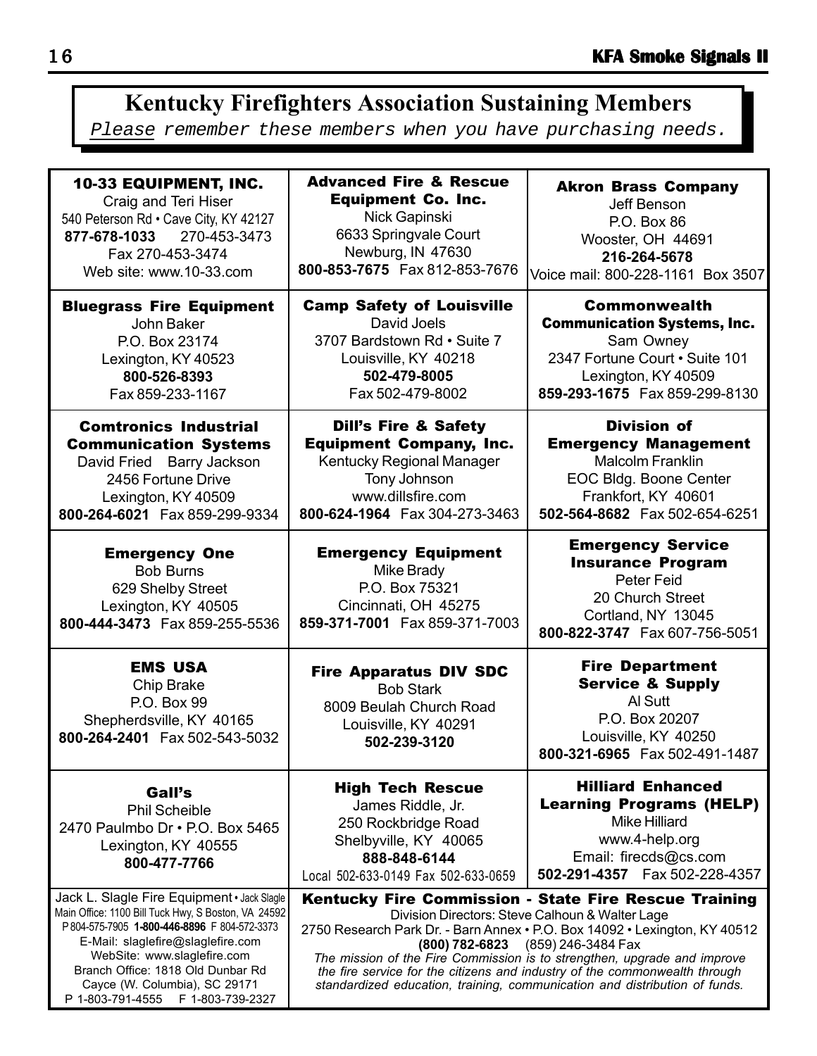# Kentucky Firefighters Association Sustaining Members

*Please remember these members when you have purchasing needs.*

**10-33 EQUIPMENT, INC.**
Craig and Teri Hiser
540 Peterson Rd • Cave City, KY 42127
**877-678-1033** 270-453-3473
Fax 270-453-3474
Web site: www.10-33.com

**Advanced Fire & Rescue Equipment Co. Inc.**
Nick Gapinski
6633 Springvale Court
Newburg, IN 47630
**800-853-7675** Fax 812-853-7676

**Akron Brass Company**
Jeff Benson
P.O. Box 86
Wooster, OH 44691
**216-264-5678**
Voice mail: 800-228-1161 Box 3507

**Bluegrass Fire Equipment**
John Baker
P.O. Box 23174
Lexington, KY 40523
**800-526-8393**
Fax 859-233-1167

**Camp Safety of Louisville**
David Joels
3707 Bardstown Rd • Suite 7
Louisville, KY 40218
**502-479-8005**
Fax 502-479-8002

**Commonwealth Communication Systems, Inc.**
Sam Owney
2347 Fortune Court • Suite 101
Lexington, KY 40509
**859-293-1675** Fax 859-299-8130

**Comtronics Industrial Communication Systems**
David Fried Barry Jackson
2456 Fortune Drive
Lexington, KY 40509
**800-264-6021** Fax 859-299-9334

**Dill's Fire & Safety Equipment Company, Inc.**
Kentucky Regional Manager
Tony Johnson
www.dillsfire.com
**800-624-1964** Fax 304-273-3463

**Division of Emergency Management**
Malcolm Franklin
EOC Bldg. Boone Center
Frankfort, KY 40601
**502-564-8682** Fax 502-654-6251

**Emergency One**
Bob Burns
629 Shelby Street
Lexington, KY 40505
**800-444-3473** Fax 859-255-5536

**Emergency Equipment**
Mike Brady
P.O. Box 75321
Cincinnati, OH 45275
**859-371-7001** Fax 859-371-7003

**Emergency Service Insurance Program**
Peter Feid
20 Church Street
Cortland, NY 13045
**800-822-3747** Fax 607-756-5051

**EMS USA**
Chip Brake
P.O. Box 99
Shepherdsville, KY 40165
**800-264-2401** Fax 502-543-5032

**Fire Apparatus DIV SDC**
Bob Stark
8009 Beulah Church Road
Louisville, KY 40291
**502-239-3120**

**Fire Department Service & Supply**
Al Sutt
P.O. Box 20207
Louisville, KY 40250
**800-321-6965** Fax 502-491-1487

**Gall's**
Phil Scheible
2470 Paulmbo Dr • P.O. Box 5465
Lexington, KY 40555
**800-477-7766**

**High Tech Rescue**
James Riddle, Jr.
250 Rockbridge Road
Shelbyville, KY 40065
**888-848-6144**
Local 502-633-0149 Fax 502-633-0659

**Hilliard Enhanced Learning Programs (HELP)**
Mike Hilliard
www.4-help.org
Email: firecds@cs.com
**502-291-4357** Fax 502-228-4357

Jack L. Slagle Fire Equipment • Jack Slagle
Main Office: 1100 Bill Tuck Hwy, S Boston, VA 24592
P 804-575-7905 **1-800-446-8896** F 804-572-3373
E-Mail: slaglefire@slaglefire.com
WebSite: www.slaglefire.com
Branch Office: 1818 Old Dunbar Rd
Cayce (W. Columbia), SC 29171
P 1-803-791-4555 F 1-803-739-2327

**Kentucky Fire Commission - State Fire Rescue Training**
Division Directors: Steve Calhoun & Walter Lage
2750 Research Park Dr. - Barn Annex • P.O. Box 14092 • Lexington, KY 40512
**(800) 782-6823** (859) 246-3484 Fax
*The mission of the Fire Commission is to strengthen, upgrade and improve the fire service for the citizens and industry of the commonwealth through standardized education, training, communication and distribution of funds.*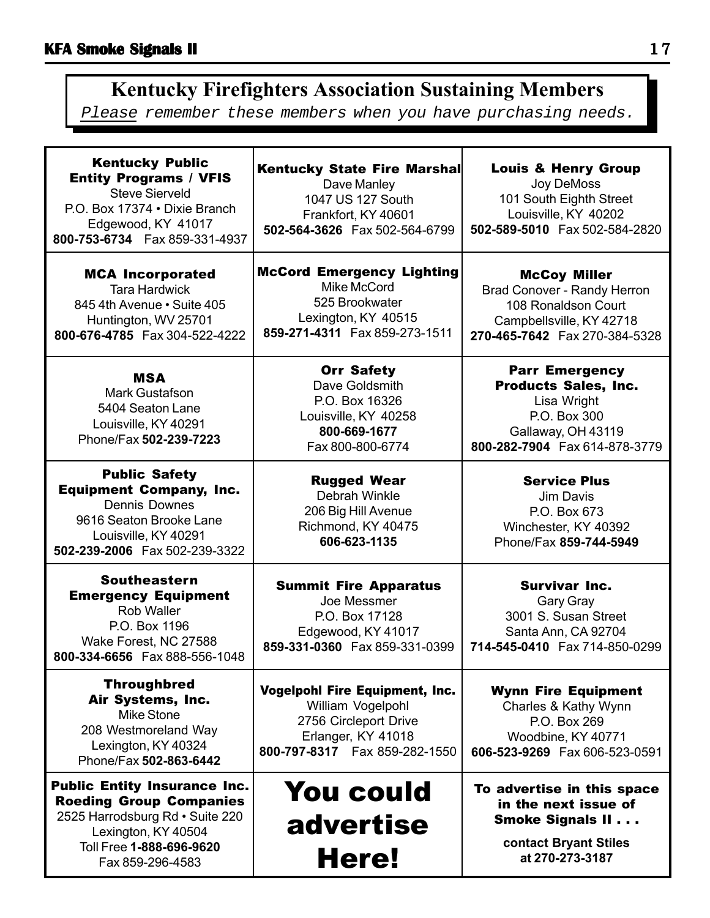## Kentucky Firefighters Association Sustaining Members

*Please remember these members when you have purchasing needs.*

| | | |
|---|---|---|
| **Kentucky Public Entity Programs / VFIS**<br>Steve Sierveld<br>P.O. Box 17374 • Dixie Branch<br>Edgewood, KY 41017<br>**800-753-6734** Fax 859-331-4937 | **Kentucky State Fire Marshal**<br>Dave Manley<br>1047 US 127 South<br>Frankfort, KY 40601<br>**502-564-3626** Fax 502-564-6799 | **Louis & Henry Group**<br>Joy DeMoss<br>101 South Eighth Street<br>Louisville, KY 40202<br>**502-589-5010** Fax 502-584-2820 |
| **MCA Incorporated**<br>Tara Hardwick<br>845 4th Avenue • Suite 405<br>Huntington, WV 25701<br>**800-676-4785** Fax 304-522-4222 | **McCord Emergency Lighting**<br>Mike McCord<br>525 Brookwater<br>Lexington, KY 40515<br>**859-271-4311** Fax 859-273-1511 | **McCoy Miller**<br>Brad Conover - Randy Herron<br>108 Ronaldson Court<br>Campbellsville, KY 42718<br>**270-465-7642** Fax 270-384-5328 |
| **MSA**<br>Mark Gustafson<br>5404 Seaton Lane<br>Louisville, KY 40291<br>Phone/Fax **502-239-7223** | **Orr Safety**<br>Dave Goldsmith<br>P.O. Box 16326<br>Louisville, KY 40258<br>**800-669-1677**<br>Fax 800-800-6774 | **Parr Emergency Products Sales, Inc.**<br>Lisa Wright<br>P.O. Box 300<br>Gallaway, OH 43119<br>**800-282-7904** Fax 614-878-3779 |
| **Public Safety Equipment Company, Inc.**<br>Dennis Downes<br>9616 Seaton Brooke Lane<br>Louisville, KY 40291<br>**502-239-2006** Fax 502-239-3322 | **Rugged Wear**<br>Debrah Winkle<br>206 Big Hill Avenue<br>Richmond, KY 40475<br>**606-623-1135** | **Service Plus**<br>Jim Davis<br>P.O. Box 673<br>Winchester, KY 40392<br>Phone/Fax **859-744-5949** |
| **Southeastern Emergency Equipment**<br>Rob Waller<br>P.O. Box 1196<br>Wake Forest, NC 27588<br>**800-334-6656** Fax 888-556-1048 | **Summit Fire Apparatus**<br>Joe Messmer<br>P.O. Box 17128<br>Edgewood, KY 41017<br>**859-331-0360** Fax 859-331-0399 | **Survivar Inc.**<br>Gary Gray<br>3001 S. Susan Street<br>Santa Ann, CA 92704<br>**714-545-0410** Fax 714-850-0299 |
| **Throughbred Air Systems, Inc.**<br>Mike Stone<br>208 Westmoreland Way<br>Lexington, KY 40324<br>Phone/Fax **502-863-6442** | **Vogelpohl Fire Equipment, Inc.**<br>William Vogelpohl<br>2756 Circleport Drive<br>Erlanger, KY 41018<br>**800-797-8317** Fax 859-282-1550 | **Wynn Fire Equipment**<br>Charles & Kathy Wynn<br>P.O. Box 269<br>Woodbine, KY 40771<br>**606-523-9269** Fax 606-523-0591 |
| **Public Entity Insurance Inc. Roeding Group Companies**<br>2525 Harrodsburg Rd • Suite 220<br>Lexington, KY 40504<br>Toll Free **1-888-696-9620**<br>Fax 859-296-4583 | **You could advertise Here!** | **To advertise in this space in the next issue of Smoke Signals II . . .**<br>**contact Bryant Stiles at 270-273-3187** |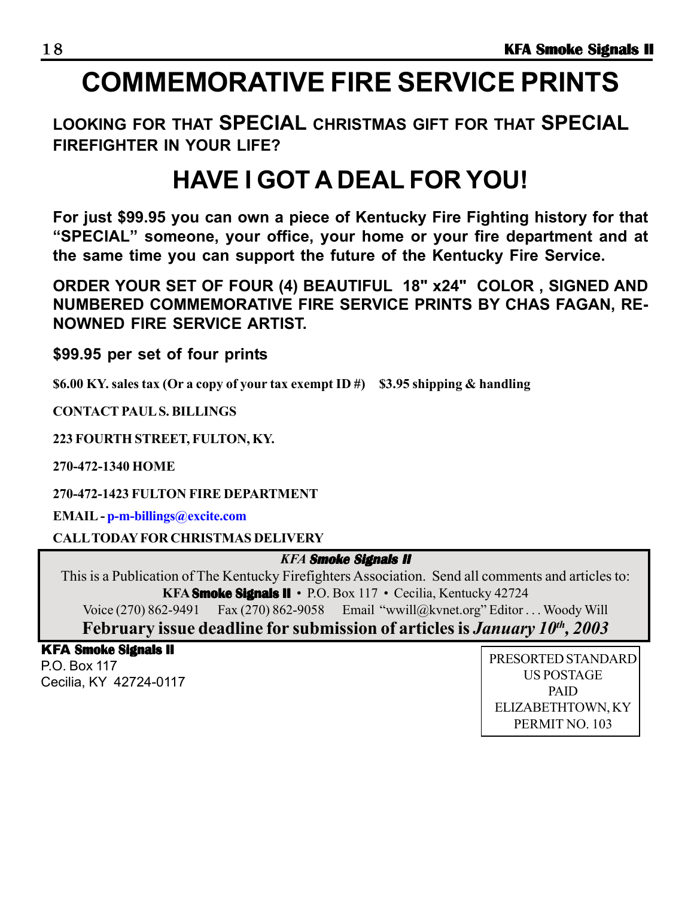# COMMEMORATIVE FIRE SERVICE PRINTS

**LOOKING FOR THAT SPECIAL CHRISTMAS GIFT FOR THAT SPECIAL FIREFIGHTER IN YOUR LIFE?**

## HAVE I GOT A DEAL FOR YOU!

**For just $99.95 you can own a piece of Kentucky Fire Fighting history for that "SPECIAL" someone, your office, your home or your fire department and at the same time you can support the future of the Kentucky Fire Service.**

**ORDER YOUR SET OF FOUR (4) BEAUTIFUL 18" x24" COLOR , SIGNED AND NUMBERED COMMEMORATIVE FIRE SERVICE PRINTS BY CHAS FAGAN, RE-NOWNED FIRE SERVICE ARTIST.**

**$99.95 per set of four prints**

**$6.00 KY. sales tax (Or a copy of your tax exempt ID #) $3.95 shipping & handling**

**CONTACT PAUL S. BILLINGS**

**223 FOURTH STREET, FULTON, KY.**

**270-472-1340 HOME**

**270-472-1423 FULTON FIRE DEPARTMENT**

**EMAIL - p-m-billings@excite.com**

**CALL TODAY FOR CHRISTMAS DELIVERY**

---

***KFA Smoke Signals II***

This is a Publication of The Kentucky Firefighters Association. Send all comments and articles to:
**KFA Smoke Signals II** • P.O. Box 117 • Cecilia, Kentucky 42724
Voice (270) 862-9491 Fax (270) 862-9058 Email "wwill@kvnet.org" Editor . . . Woody Will

**February issue deadline for submission of articles is *January 10th, 2003***

---

**KFA Smoke Signals II**
P.O. Box 117
Cecilia, KY 42724-0117

PRESORTED STANDARD
US POSTAGE
PAID
ELIZABETHTOWN, KY
PERMIT NO. 103